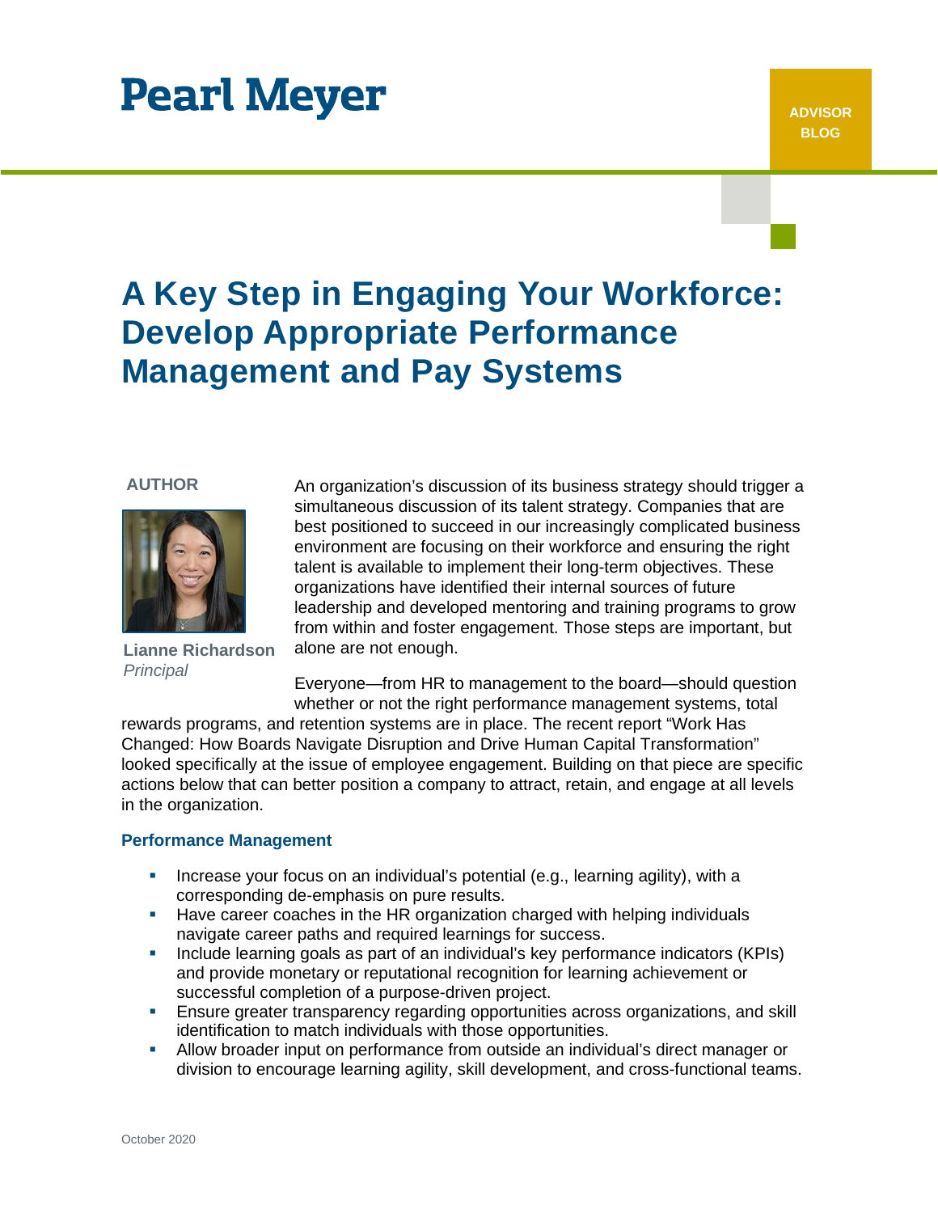Pearl Meyer

ADVISOR BLOG

# A Key Step in Engaging Your Workforce: Develop Appropriate Performance Management and Pay Systems

**AUTHOR**

**Lianne Richardson**
*Principal*

An organization's discussion of its business strategy should trigger a simultaneous discussion of its talent strategy. Companies that are best positioned to succeed in our increasingly complicated business environment are focusing on their workforce and ensuring the right talent is available to implement their long-term objectives. These organizations have identified their internal sources of future leadership and developed mentoring and training programs to grow from within and foster engagement. Those steps are important, but alone are not enough.

Everyone—from HR to management to the board—should question whether or not the right performance management systems, total rewards programs, and retention systems are in place. The recent report "Work Has Changed: How Boards Navigate Disruption and Drive Human Capital Transformation" looked specifically at the issue of employee engagement. Building on that piece are specific actions below that can better position a company to attract, retain, and engage at all levels in the organization.

### Performance Management

- Increase your focus on an individual's potential (e.g., learning agility), with a corresponding de-emphasis on pure results.
- Have career coaches in the HR organization charged with helping individuals navigate career paths and required learnings for success.
- Include learning goals as part of an individual's key performance indicators (KPIs) and provide monetary or reputational recognition for learning achievement or successful completion of a purpose-driven project.
- Ensure greater transparency regarding opportunities across organizations, and skill identification to match individuals with those opportunities.
- Allow broader input on performance from outside an individual's direct manager or division to encourage learning agility, skill development, and cross-functional teams.

October 2020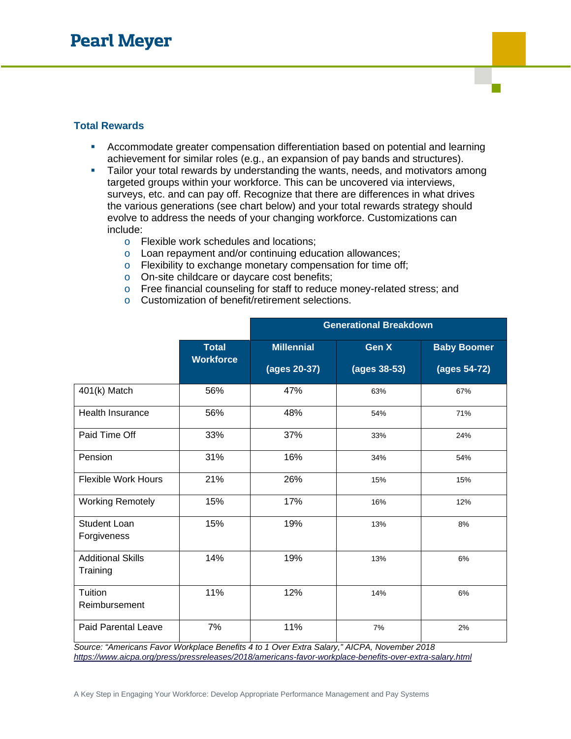## Total Rewards

- Accommodate greater compensation differentiation based on potential and learning achievement for similar roles (e.g., an expansion of pay bands and structures).
- Tailor your total rewards by understanding the wants, needs, and motivators among targeted groups within your workforce. This can be uncovered via interviews, surveys, etc. and can pay off. Recognize that there are differences in what drives the various generations (see chart below) and your total rewards strategy should evolve to address the needs of your changing workforce. Customizations can include:
  - Flexible work schedules and locations;
  - Loan repayment and/or continuing education allowances;
  - Flexibility to exchange monetary compensation for time off;
  - On-site childcare or daycare cost benefits;
  - Free financial counseling for staff to reduce money-related stress; and
  - Customization of benefit/retirement selections.

| | | Generational Breakdown | | |
|---|---|---|---|---|
| | Total Workforce | Millennial (ages 20-37) | Gen X (ages 38-53) | Baby Boomer (ages 54-72) |
| 401(k) Match | 56% | 47% | 63% | 67% |
| Health Insurance | 56% | 48% | 54% | 71% |
| Paid Time Off | 33% | 37% | 33% | 24% |
| Pension | 31% | 16% | 34% | 54% |
| Flexible Work Hours | 21% | 26% | 15% | 15% |
| Working Remotely | 15% | 17% | 16% | 12% |
| Student Loan Forgiveness | 15% | 19% | 13% | 8% |
| Additional Skills Training | 14% | 19% | 13% | 6% |
| Tuition Reimbursement | 11% | 12% | 14% | 6% |
| Paid Parental Leave | 7% | 11% | 7% | 2% |

*Source: "Americans Favor Workplace Benefits 4 to 1 Over Extra Salary," AICPA, November 2018*
https://www.aicpa.org/press/pressreleases/2018/americans-favor-workplace-benefits-over-extra-salary.html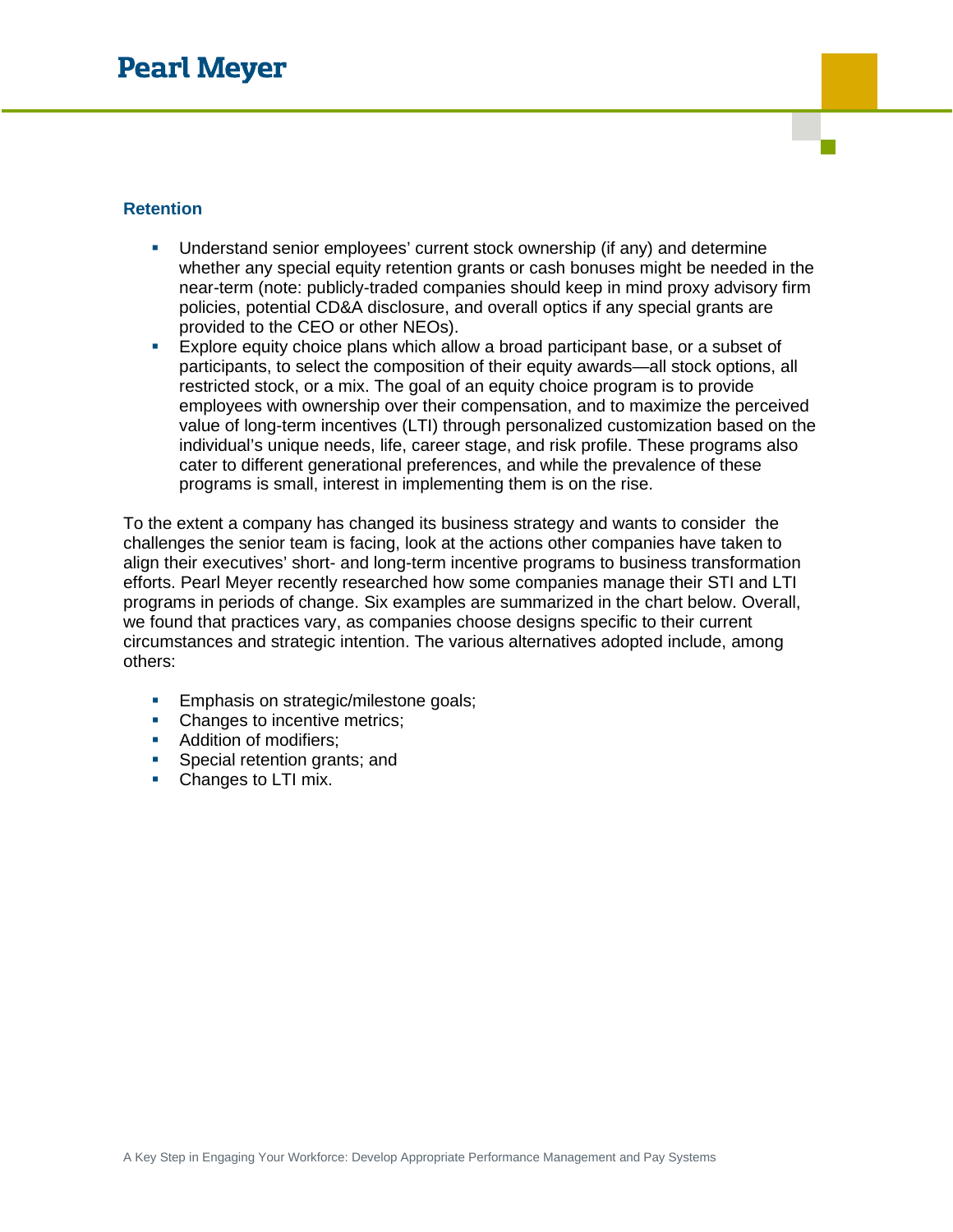### Retention

- Understand senior employees' current stock ownership (if any) and determine whether any special equity retention grants or cash bonuses might be needed in the near-term (note: publicly-traded companies should keep in mind proxy advisory firm policies, potential CD&A disclosure, and overall optics if any special grants are provided to the CEO or other NEOs).
- Explore equity choice plans which allow a broad participant base, or a subset of participants, to select the composition of their equity awards—all stock options, all restricted stock, or a mix. The goal of an equity choice program is to provide employees with ownership over their compensation, and to maximize the perceived value of long-term incentives (LTI) through personalized customization based on the individual's unique needs, life, career stage, and risk profile. These programs also cater to different generational preferences, and while the prevalence of these programs is small, interest in implementing them is on the rise.

To the extent a company has changed its business strategy and wants to consider the challenges the senior team is facing, look at the actions other companies have taken to align their executives' short- and long-term incentive programs to business transformation efforts. Pearl Meyer recently researched how some companies manage their STI and LTI programs in periods of change. Six examples are summarized in the chart below. Overall, we found that practices vary, as companies choose designs specific to their current circumstances and strategic intention. The various alternatives adopted include, among others:

- Emphasis on strategic/milestone goals;
- Changes to incentive metrics;
- Addition of modifiers;
- Special retention grants; and
- Changes to LTI mix.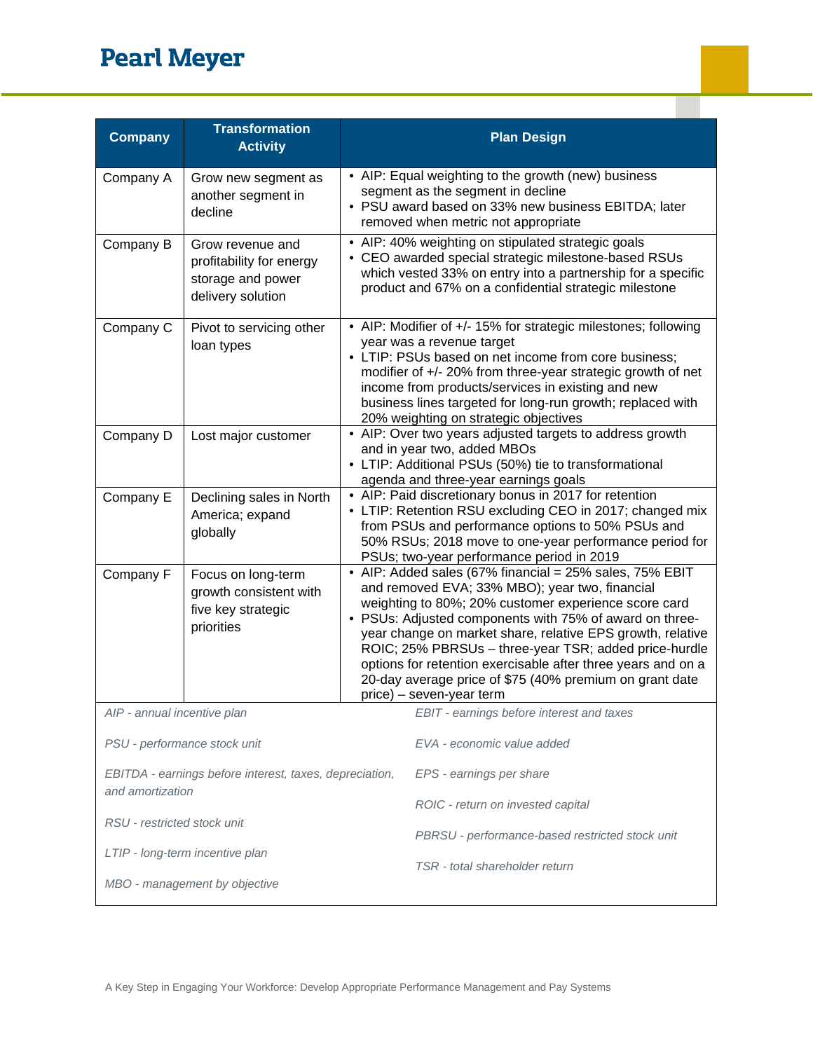| Company | Transformation Activity | Plan Design |
|---|---|---|
| Company A | Grow new segment as another segment in decline | • AIP: Equal weighting to the growth (new) business segment as the segment in decline<br>• PSU award based on 33% new business EBITDA; later removed when metric not appropriate |
| Company B | Grow revenue and profitability for energy storage and power delivery solution | • AIP: 40% weighting on stipulated strategic goals<br>• CEO awarded special strategic milestone-based RSUs which vested 33% on entry into a partnership for a specific product and 67% on a confidential strategic milestone |
| Company C | Pivot to servicing other loan types | • AIP: Modifier of +/- 15% for strategic milestones; following year was a revenue target<br>• LTIP: PSUs based on net income from core business; modifier of +/- 20% from three-year strategic growth of net income from products/services in existing and new business lines targeted for long-run growth; replaced with 20% weighting on strategic objectives |
| Company D | Lost major customer | • AIP: Over two years adjusted targets to address growth and in year two, added MBOs<br>• LTIP: Additional PSUs (50%) tie to transformational agenda and three-year earnings goals |
| Company E | Declining sales in North America; expand globally | • AIP: Paid discretionary bonus in 2017 for retention<br>• LTIP: Retention RSU excluding CEO in 2017; changed mix from PSUs and performance options to 50% PSUs and 50% RSUs; 2018 move to one-year performance period for PSUs; two-year performance period in 2019 |
| Company F | Focus on long-term growth consistent with five key strategic priorities | • AIP: Added sales (67% financial = 25% sales, 75% EBIT and removed EVA; 33% MBO); year two, financial weighting to 80%; 20% customer experience score card<br>• PSUs: Adjusted components with 75% of award on three-year change on market share, relative EPS growth, relative ROIC; 25% PBRSUs – three-year TSR; added price-hurdle options for retention exercisable after three years and on a 20-day average price of $75 (40% premium on grant date price) – seven-year term |

*AIP - annual incentive plan*

*PSU - performance stock unit*

*EBITDA - earnings before interest, taxes, depreciation, and amortization*

*RSU - restricted stock unit*

*LTIP - long-term incentive plan*

*MBO - management by objective*

*EBIT - earnings before interest and taxes*

*EVA - economic value added*

*EPS - earnings per share*

*ROIC - return on invested capital*

*PBRSU - performance-based restricted stock unit*

*TSR - total shareholder return*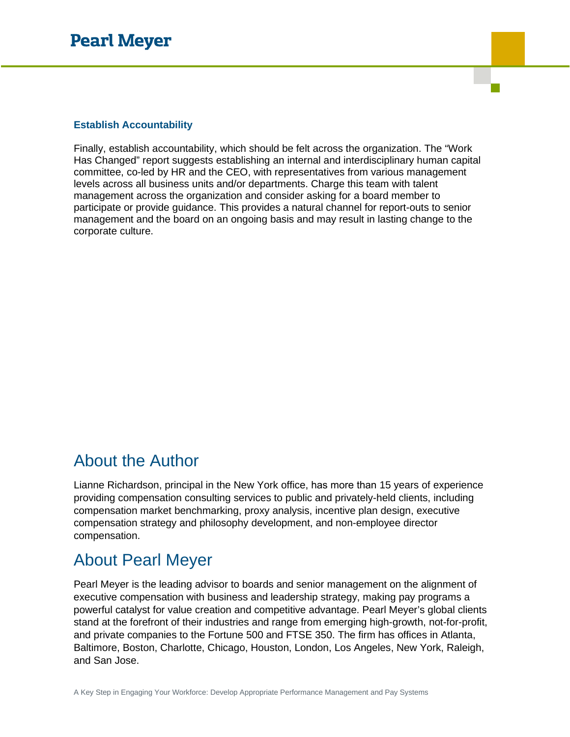### Establish Accountability

Finally, establish accountability, which should be felt across the organization. The "Work Has Changed" report suggests establishing an internal and interdisciplinary human capital committee, co-led by HR and the CEO, with representatives from various management levels across all business units and/or departments. Charge this team with talent management across the organization and consider asking for a board member to participate or provide guidance. This provides a natural channel for report-outs to senior management and the board on an ongoing basis and may result in lasting change to the corporate culture.

## About the Author

Lianne Richardson, principal in the New York office, has more than 15 years of experience providing compensation consulting services to public and privately-held clients, including compensation market benchmarking, proxy analysis, incentive plan design, executive compensation strategy and philosophy development, and non-employee director compensation.

## About Pearl Meyer

Pearl Meyer is the leading advisor to boards and senior management on the alignment of executive compensation with business and leadership strategy, making pay programs a powerful catalyst for value creation and competitive advantage. Pearl Meyer's global clients stand at the forefront of their industries and range from emerging high-growth, not-for-profit, and private companies to the Fortune 500 and FTSE 350. The firm has offices in Atlanta, Baltimore, Boston, Charlotte, Chicago, Houston, London, Los Angeles, New York, Raleigh, and San Jose.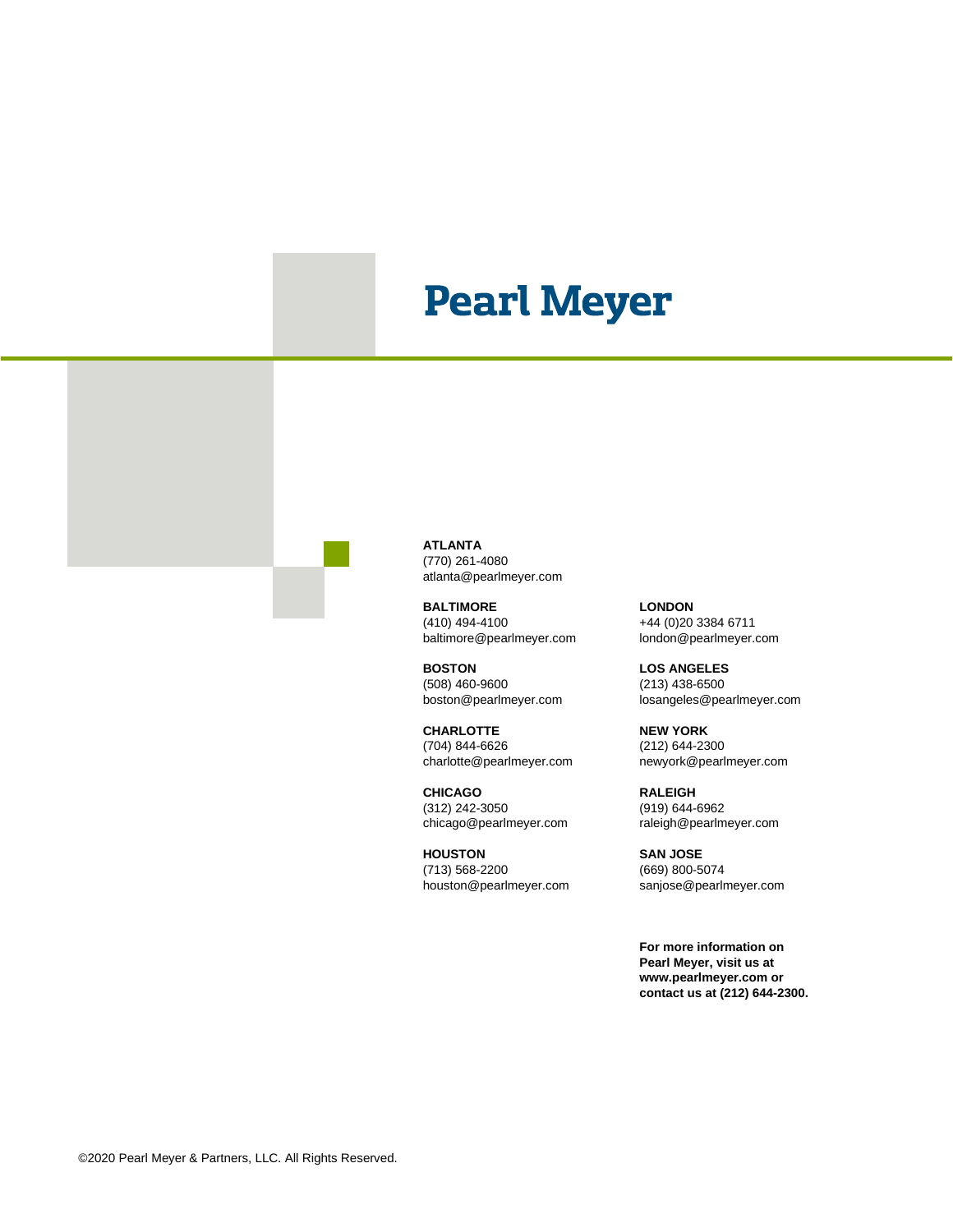# Pearl Meyer

**ATLANTA**
(770) 261-4080
atlanta@pearlmeyer.com

**BALTIMORE**
(410) 494-4100
baltimore@pearlmeyer.com

**BOSTON**
(508) 460-9600
boston@pearlmeyer.com

**CHARLOTTE**
(704) 844-6626
charlotte@pearlmeyer.com

**CHICAGO**
(312) 242-3050
chicago@pearlmeyer.com

**HOUSTON**
(713) 568-2200
houston@pearlmeyer.com

**LONDON**
+44 (0)20 3384 6711
london@pearlmeyer.com

**LOS ANGELES**
(213) 438-6500
losangeles@pearlmeyer.com

**NEW YORK**
(212) 644-2300
newyork@pearlmeyer.com

**RALEIGH**
(919) 644-6962
raleigh@pearlmeyer.com

**SAN JOSE**
(669) 800-5074
sanjose@pearlmeyer.com

**For more information on Pearl Meyer, visit us at www.pearlmeyer.com or contact us at (212) 644-2300.**

©2020 Pearl Meyer & Partners, LLC. All Rights Reserved.